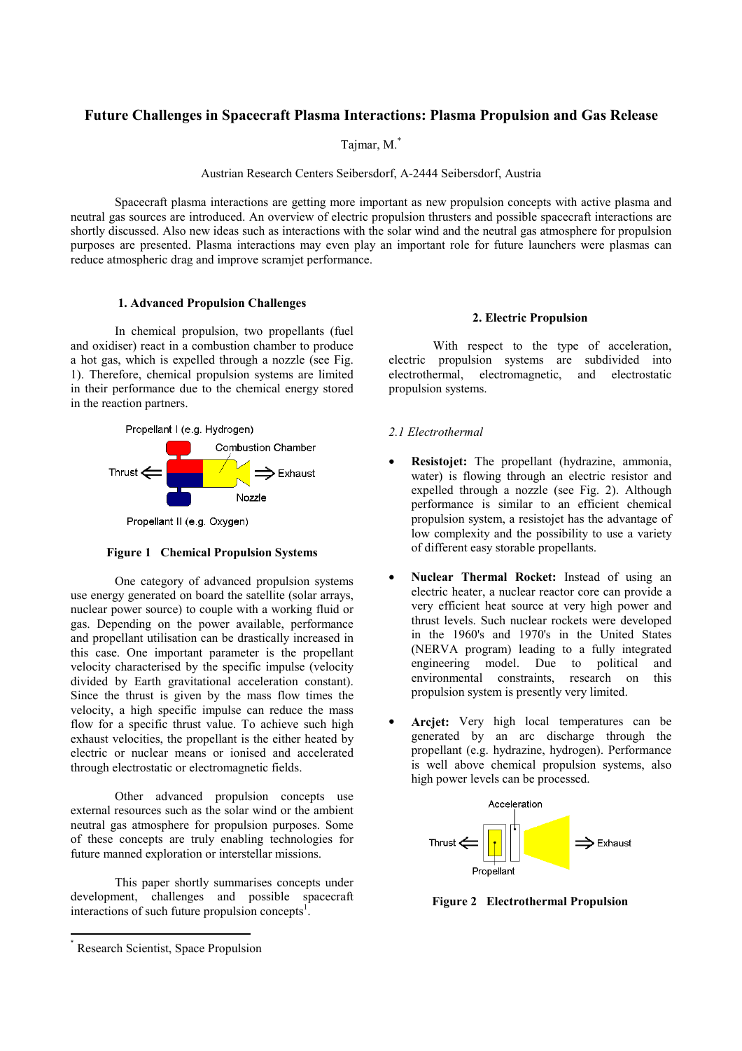# Future Challenges in Spacecraft Plasma Interactions: Plasma Propulsion and Gas Release

Tajmar, M.*

Austrian Research Centers Seibersdorf, A-2444 Seibersdorf, Austria

Spacecraft plasma interactions are getting more important as new propulsion concepts with active plasma and neutral gas sources are introduced. An overview of electric propulsion thrusters and possible spacecraft interactions are shortly discussed. Also new ideas such as interactions with the solar wind and the neutral gas atmosphere for propulsion purposes are presented. Plasma interactions may even play an important role for future launchers were plasmas can reduce atmospheric drag and improve scramjet performance.

## 1. Advanced Propulsion Challenges

In chemical propulsion, two propellants (fuel and oxidiser) react in a combustion chamber to produce a hot gas, which is expelled through a nozzle (see Fig. 1). Therefore, chemical propulsion systems are limited in their performance due to the chemical energy stored in the reaction partners.

**Figure 1 Chemical Propulsion Systems**

One category of advanced propulsion systems use energy generated on board the satellite (solar arrays, nuclear power source) to couple with a working fluid or gas. Depending on the power available, performance and propellant utilisation can be drastically increased in this case. One important parameter is the propellant velocity characterised by the specific impulse (velocity divided by Earth gravitational acceleration constant). Since the thrust is given by the mass flow times the velocity, a high specific impulse can reduce the mass flow for a specific thrust value. To achieve such high exhaust velocities, the propellant is the either heated by electric or nuclear means or ionised and accelerated through electrostatic or electromagnetic fields.

Other advanced propulsion concepts use external resources such as the solar wind or the ambient neutral gas atmosphere for propulsion purposes. Some of these concepts are truly enabling technologies for future manned exploration or interstellar missions.

This paper shortly summarises concepts under development, challenges and possible spacecraft interactions of such future propulsion concepts[1].

## 2. Electric Propulsion

With respect to the type of acceleration, electric propulsion systems are subdivided into electrothermal, electromagnetic, and electrostatic propulsion systems.

### *2.1 Electrothermal*

- **Resistojet:** The propellant (hydrazine, ammonia, water) is flowing through an electric resistor and expelled through a nozzle (see Fig. 2). Although performance is similar to an efficient chemical propulsion system, a resistojet has the advantage of low complexity and the possibility to use a variety of different easy storable propellants.

- **Nuclear Thermal Rocket:** Instead of using an electric heater, a nuclear reactor core can provide a very efficient heat source at very high power and thrust levels. Such nuclear rockets were developed in the 1960's and 1970's in the United States (NERVA program) leading to a fully integrated engineering model. Due to political and environmental constraints, research on this propulsion system is presently very limited.

- **Arcjet:** Very high local temperatures can be generated by an arc discharge through the propellant (e.g. hydrazine, hydrogen). Performance is well above chemical propulsion systems, also high power levels can be processed.

**Figure 2 Electrothermal Propulsion**

* Research Scientist, Space Propulsion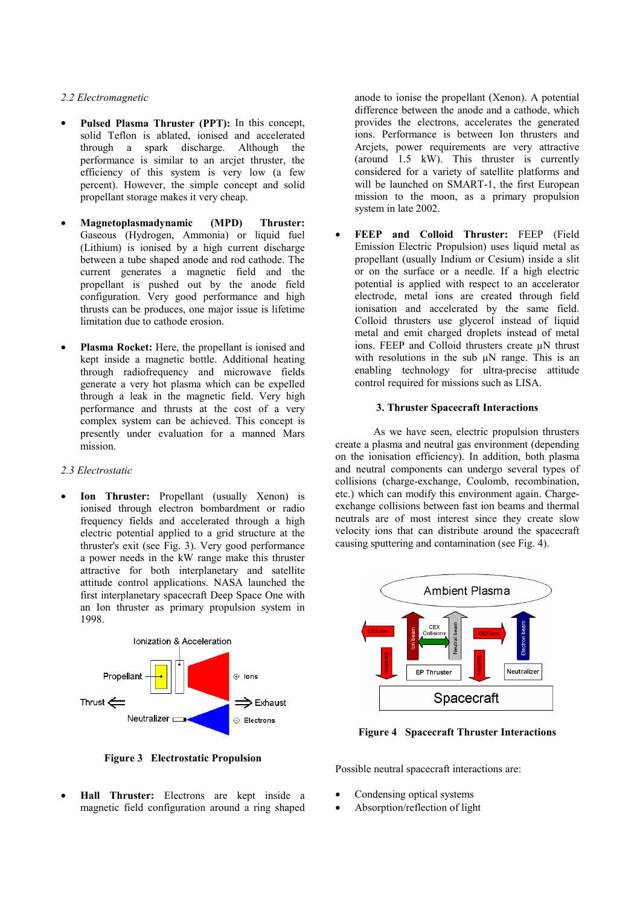*2.2 Electromagnetic*

- **Pulsed Plasma Thruster (PPT):** In this concept, solid Teflon is ablated, ionised and accelerated through a spark discharge. Although the performance is similar to an arcjet thruster, the efficiency of this system is very low (a few percent). However, the simple concept and solid propellant storage makes it very cheap.

- **Magnetoplasmadynamic (MPD) Thruster:** Gaseous (Hydrogen, Ammonia) or liquid fuel (Lithium) is ionised by a high current discharge between a tube shaped anode and rod cathode. The current generates a magnetic field and the propellant is pushed out by the anode field configuration. Very good performance and high thrusts can be produces, one major issue is lifetime limitation due to cathode erosion.

- **Plasma Rocket:** Here, the propellant is ionised and kept inside a magnetic bottle. Additional heating through radiofrequency and microwave fields generate a very hot plasma which can be expelled through a leak in the magnetic field. Very high performance and thrusts at the cost of a very complex system can be achieved. This concept is presently under evaluation for a manned Mars mission.

*2.3 Electrostatic*

- **Ion Thruster:** Propellant (usually Xenon) is ionised through electron bombardment or radio frequency fields and accelerated through a high electric potential applied to a grid structure at the thruster's exit (see Fig. 3). Very good performance a power needs in the kW range make this thruster attractive for both interplanetary and satellite attitude control applications. NASA launched the first interplanetary spacecraft Deep Space One with an Ion thruster as primary propulsion system in 1998.

**Figure 3 Electrostatic Propulsion**

- **Hall Thruster:** Electrons are kept inside a magnetic field configuration around a ring shaped anode to ionise the propellant (Xenon). A potential difference between the anode and a cathode, which provides the electrons, accelerates the generated ions. Performance is between Ion thrusters and Arcjets, power requirements are very attractive (around 1.5 kW). This thruster is currently considered for a variety of satellite platforms and will be launched on SMART-1, the first European mission to the moon, as a primary propulsion system in late 2002.

- **FEEP and Colloid Thruster:** FEEP (Field Emission Electric Propulsion) uses liquid metal as propellant (usually Indium or Cesium) inside a slit or on the surface or a needle. If a high electric potential is applied with respect to an accelerator electrode, metal ions are created through field ionisation and accelerated by the same field. Colloid thrusters use glycerol instead of liquid metal and emit charged droplets instead of metal ions. FEEP and Colloid thrusters create µN thrust with resolutions in the sub µN range. This is an enabling technology for ultra-precise attitude control required for missions such as LISA.

## 3. Thruster Spacecraft Interactions

As we have seen, electric propulsion thrusters create a plasma and neutral gas environment (depending on the ionisation efficiency). In addition, both plasma and neutral components can undergo several types of collisions (charge-exchange, Coulomb, recombination, etc.) which can modify this environment again. Charge-exchange collisions between fast ion beams and thermal neutrals are of most interest since they create slow velocity ions that can distribute around the spacecraft causing sputtering and contamination (see Fig. 4).

**Figure 4 Spacecraft Thruster Interactions**

Possible neutral spacecraft interactions are:

- Condensing optical systems
- Absorption/reflection of light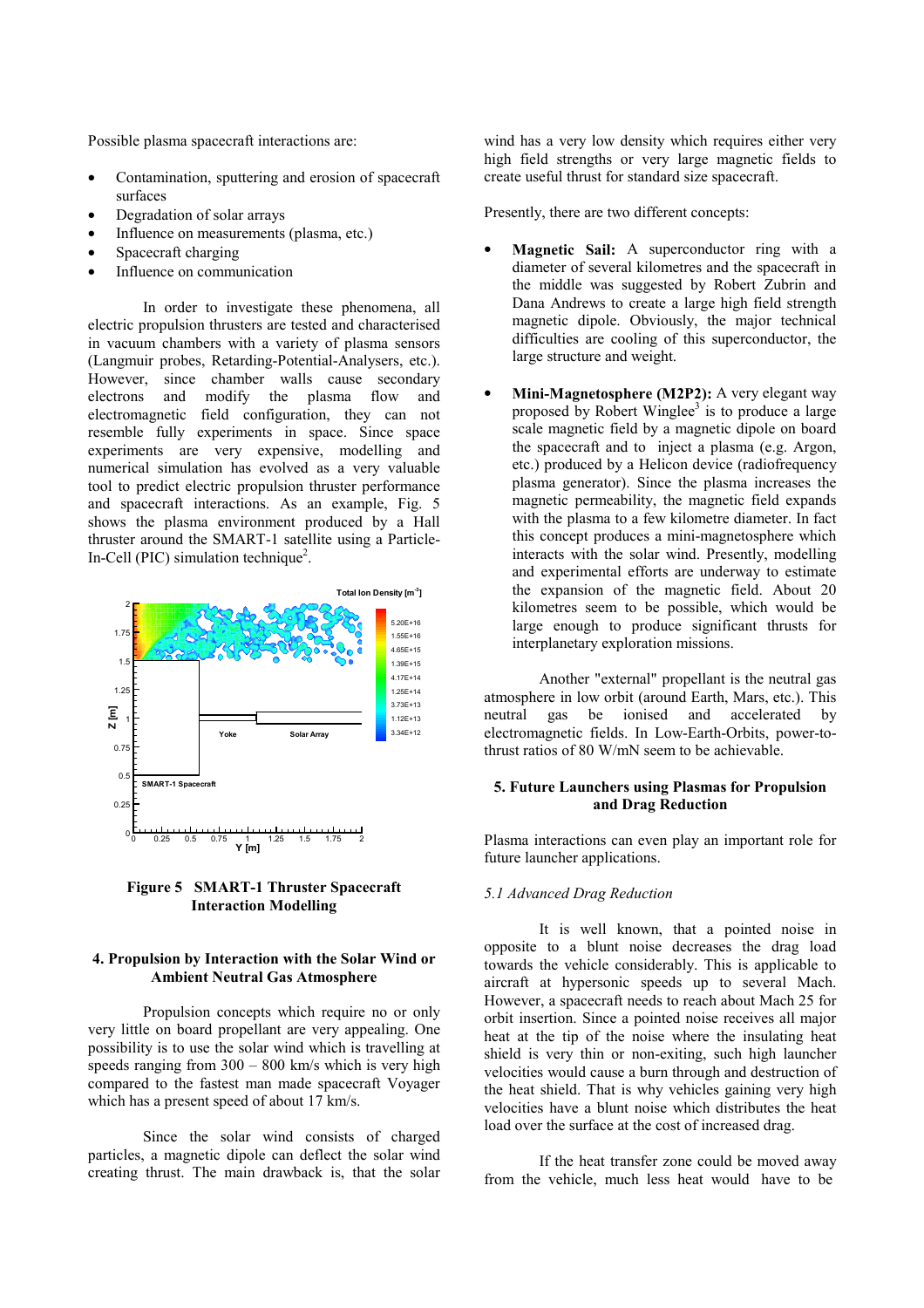Possible plasma spacecraft interactions are:

- Contamination, sputtering and erosion of spacecraft surfaces
- Degradation of solar arrays
- Influence on measurements (plasma, etc.)
- Spacecraft charging
- Influence on communication

In order to investigate these phenomena, all electric propulsion thrusters are tested and characterised in vacuum chambers with a variety of plasma sensors (Langmuir probes, Retarding-Potential-Analysers, etc.). However, since chamber walls cause secondary electrons and modify the plasma flow and electromagnetic field configuration, they can not resemble fully experiments in space. Since space experiments are very expensive, modelling and numerical simulation has evolved as a very valuable tool to predict electric propulsion thruster performance and spacecraft interactions. As an example, Fig. 5 shows the plasma environment produced by a Hall thruster around the SMART-1 satellite using a Particle-In-Cell (PIC) simulation technique[2].

**Figure 5 SMART-1 Thruster Spacecraft Interaction Modelling**

## 4. Propulsion by Interaction with the Solar Wind or Ambient Neutral Gas Atmosphere

Propulsion concepts which require no or only very little on board propellant are very appealing. One possibility is to use the solar wind which is travelling at speeds ranging from 300 – 800 km/s which is very high compared to the fastest man made spacecraft Voyager which has a present speed of about 17 km/s.

Since the solar wind consists of charged particles, a magnetic dipole can deflect the solar wind creating thrust. The main drawback is, that the solar wind has a very low density which requires either very high field strengths or very large magnetic fields to create useful thrust for standard size spacecraft.

Presently, there are two different concepts:

- **Magnetic Sail:** A superconductor ring with a diameter of several kilometres and the spacecraft in the middle was suggested by Robert Zubrin and Dana Andrews to create a large high field strength magnetic dipole. Obviously, the major technical difficulties are cooling of this superconductor, the large structure and weight.

- **Mini-Magnetosphere (M2P2):** A very elegant way proposed by Robert Wingle[3] is to produce a large scale magnetic field by a magnetic dipole on board the spacecraft and to inject a plasma (e.g. Argon, etc.) produced by a Helicon device (radiofrequency plasma generator). Since the plasma increases the magnetic permeability, the magnetic field expands with the plasma to a few kilometre diameter. In fact this concept produces a mini-magnetosphere which interacts with the solar wind. Presently, modelling and experimental efforts are underway to estimate the expansion of the magnetic field. About 20 kilometres seem to be possible, which would be large enough to produce significant thrusts for interplanetary exploration missions.

Another "external" propellant is the neutral gas atmosphere in low orbit (around Earth, Mars, etc.). This neutral gas be ionised and accelerated by electromagnetic fields. In Low-Earth-Orbits, power-to-thrust ratios of 80 W/mN seem to be achievable.

## 5. Future Launchers using Plasmas for Propulsion and Drag Reduction

Plasma interactions can even play an important role for future launcher applications.

### *5.1 Advanced Drag Reduction*

It is well known, that a pointed noise in opposite to a blunt noise decreases the drag load towards the vehicle considerably. This is applicable to aircraft at hypersonic speeds up to several Mach. However, a spacecraft needs to reach about Mach 25 for orbit insertion. Since a pointed noise receives all major heat at the tip of the noise where the insulating heat shield is very thin or non-exiting, such high launcher velocities would cause a burn through and destruction of the heat shield. That is why vehicles gaining very high velocities have a blunt noise which distributes the heat load over the surface at the cost of increased drag.

If the heat transfer zone could be moved away from the vehicle, much less heat would have to be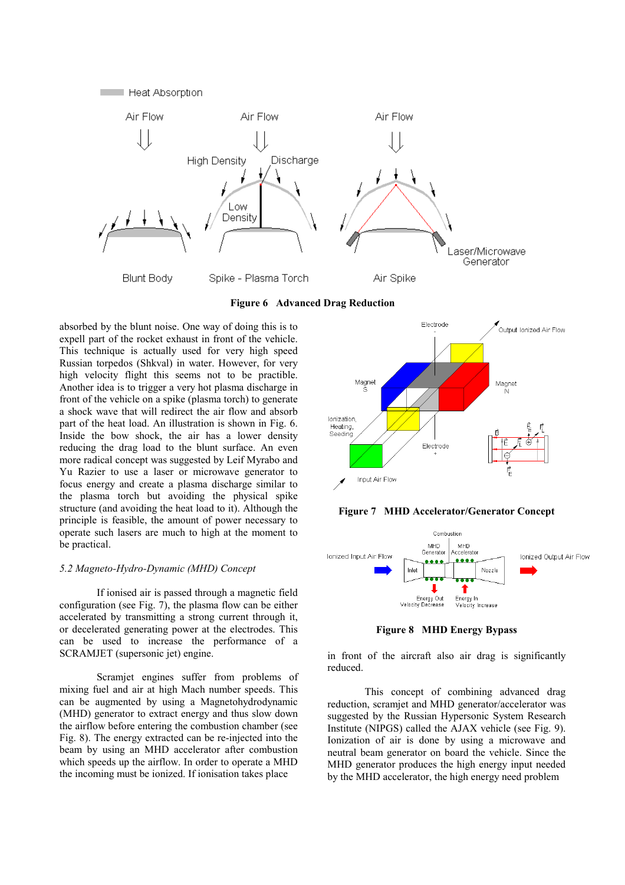**Figure 6 Advanced Drag Reduction**

absorbed by the blunt noise. One way of doing this is to expell part of the rocket exhaust in front of the vehicle. This technique is actually used for very high speed Russian torpedos (Shkval) in water. However, for very high velocity flight this seems not to be practible. Another idea is to trigger a very hot plasma discharge in front of the vehicle on a spike (plasma torch) to generate a shock wave that will redirect the air flow and absorb part of the heat load. An illustration is shown in Fig. 6. Inside the bow shock, the air has a lower density reducing the drag load to the blunt surface. An even more radical concept was suggested by Leif Myrabo and Yu Razier to use a laser or microwave generator to focus energy and create a plasma discharge similar to the plasma torch but avoiding the physical spike structure (and avoiding the heat load to it). Although the principle is feasible, the amount of power necessary to operate such lasers are much to high at the moment to be practical.

### *5.2 Magneto-Hydro-Dynamic (MHD) Concept*

If ionised air is passed through a magnetic field configuration (see Fig. 7), the plasma flow can be either accelerated by transmitting a strong current through it, or decelerated generating power at the electrodes. This can be used to increase the performance of a SCRAMJET (supersonic jet) engine.

Scramjet engines suffer from problems of mixing fuel and air at high Mach number speeds. This can be augmented by using a Magnetohydrodynamic (MHD) generator to extract energy and thus slow down the airflow before entering the combustion chamber (see Fig. 8). The energy extracted can be re-injected into the beam by using an MHD accelerator after combustion which speeds up the airflow. In order to operate a MHD the incoming must be ionized. If ionisation takes place

**Figure 7 MHD Accelerator/Generator Concept**

**Figure 8 MHD Energy Bypass**

in front of the aircraft also air drag is significantly reduced.

This concept of combining advanced drag reduction, scramjet and MHD generator/accelerator was suggested by the Russian Hypersonic System Research Institute (NIPGS) called the AJAX vehicle (see Fig. 9). Ionization of air is done by using a microwave and neutral beam generator on board the vehicle. Since the MHD generator produces the high energy input needed by the MHD accelerator, the high energy need problem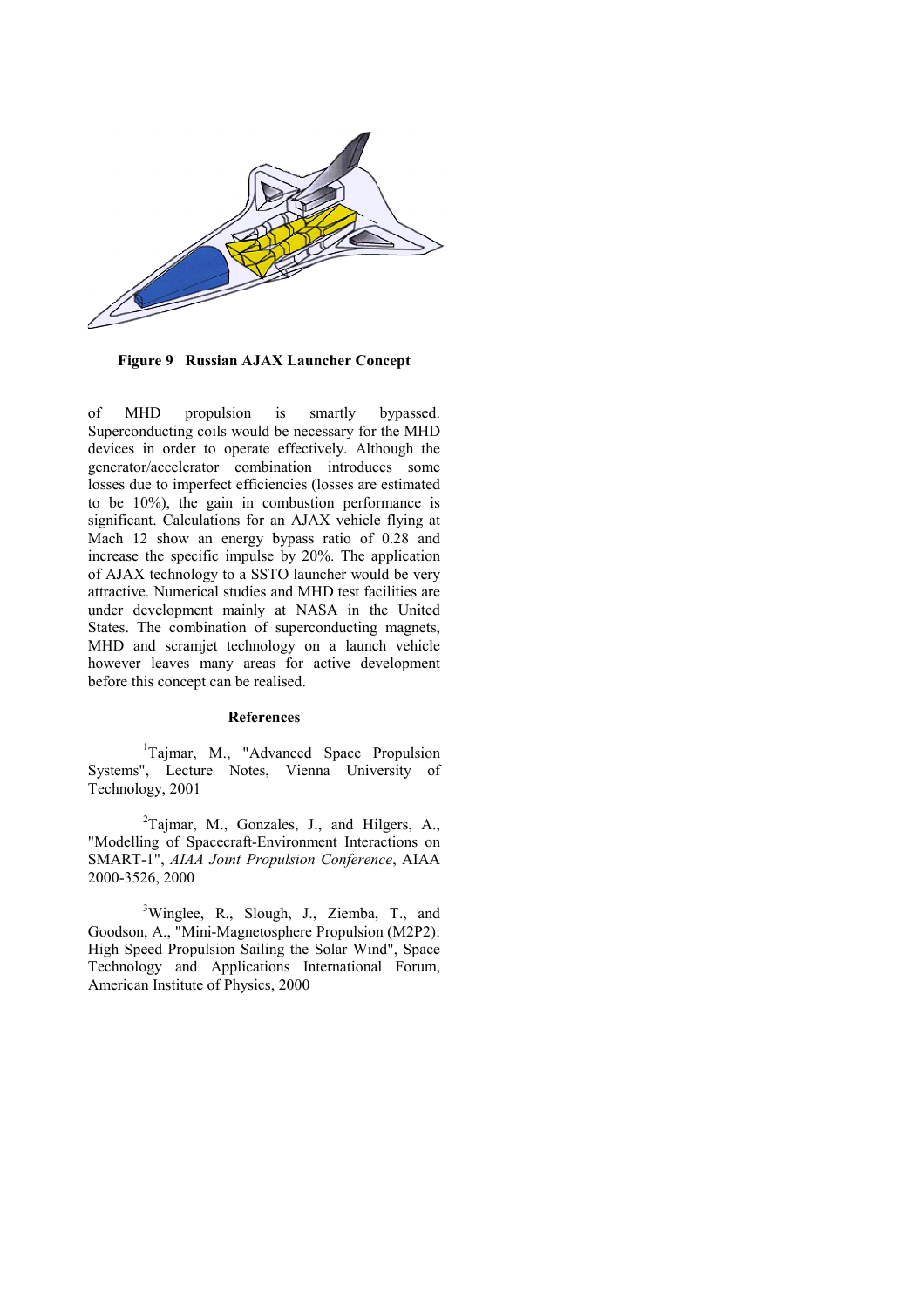**Figure 9   Russian AJAX Launcher Concept**

of MHD propulsion is smartly bypassed. Superconducting coils would be necessary for the MHD devices in order to operate effectively. Although the generator/accelerator combination introduces some losses due to imperfect efficiencies (losses are estimated to be 10%), the gain in combustion performance is significant. Calculations for an AJAX vehicle flying at Mach 12 show an energy bypass ratio of 0.28 and increase the specific impulse by 20%. The application of AJAX technology to a SSTO launcher would be very attractive. Numerical studies and MHD test facilities are under development mainly at NASA in the United States. The combination of superconducting magnets, MHD and scramjet technology on a launch vehicle however leaves many areas for active development before this concept can be realised.

## References

[1]Tajmar, M., "Advanced Space Propulsion Systems", Lecture Notes, Vienna University of Technology, 2001

[2]Tajmar, M., Gonzales, J., and Hilgers, A., "Modelling of Spacecraft-Environment Interactions on SMART-1", *AIAA Joint Propulsion Conference*, AIAA 2000-3526, 2000

[3]Winglee, R., Slough, J., Ziemba, T., and Goodson, A., "Mini-Magnetosphere Propulsion (M2P2): High Speed Propulsion Sailing the Solar Wind", Space Technology and Applications International Forum, American Institute of Physics, 2000